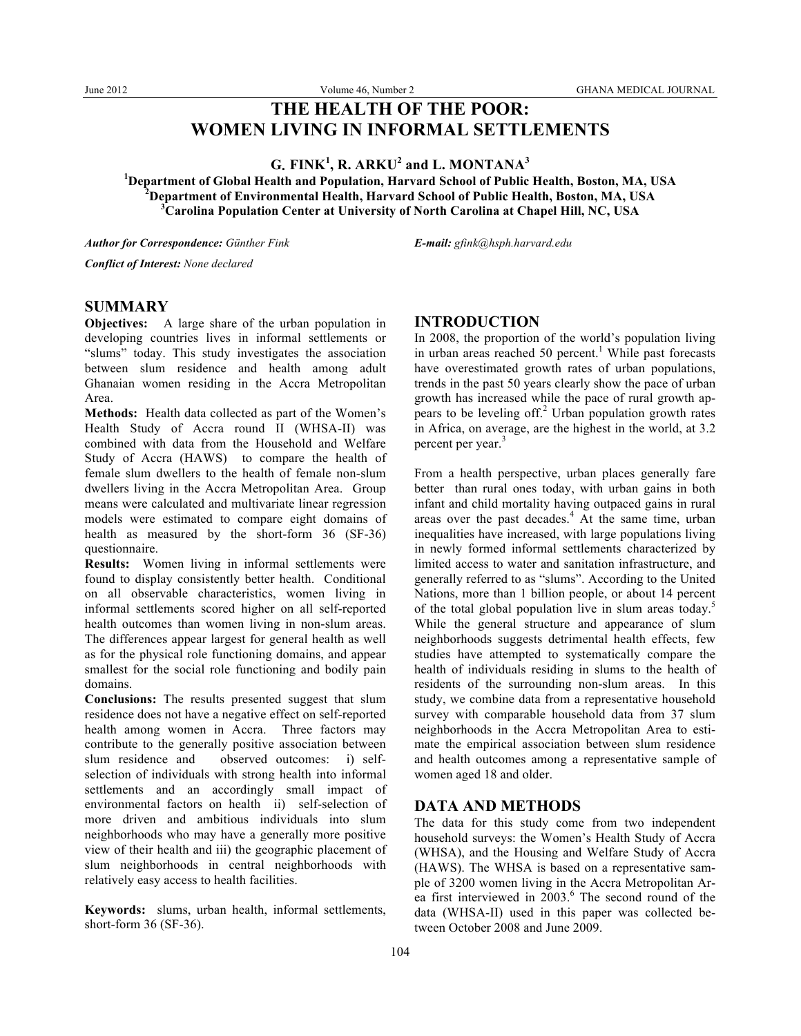# THE HEALTH OF THE POOR: WOMEN LIVING IN INFORMAL SETTLEMENTS

**G. FINK[1], R. ARKU[2] and L. MONTANA[3]**

[1]Department of Global Health and Population, Harvard School of Public Health, Boston, MA, USA
[2]Department of Environmental Health, Harvard School of Public Health, Boston, MA, USA
[3]Carolina Population Center at University of North Carolina at Chapel Hill, NC, USA

***Author for Correspondence:*** *Günther Fink* ***E-mail:*** *gfink@hsph.harvard.edu*

***Conflict of Interest:*** *None declared*

## SUMMARY

**Objectives:** A large share of the urban population in developing countries lives in informal settlements or "slums" today. This study investigates the association between slum residence and health among adult Ghanaian women residing in the Accra Metropolitan Area.

**Methods:** Health data collected as part of the Women's Health Study of Accra round II (WHSA-II) was combined with data from the Household and Welfare Study of Accra (HAWS) to compare the health of female slum dwellers to the health of female non-slum dwellers living in the Accra Metropolitan Area. Group means were calculated and multivariate linear regression models were estimated to compare eight domains of health as measured by the short-form 36 (SF-36) questionnaire.

**Results:** Women living in informal settlements were found to display consistently better health. Conditional on all observable characteristics, women living in informal settlements scored higher on all self-reported health outcomes than women living in non-slum areas. The differences appear largest for general health as well as for the physical role functioning domains, and appear smallest for the social role functioning and bodily pain domains.

**Conclusions:** The results presented suggest that slum residence does not have a negative effect on self-reported health among women in Accra. Three factors may contribute to the generally positive association between slum residence and observed outcomes: i) self-selection of individuals with strong health into informal settlements and an accordingly small impact of environmental factors on health ii) self-selection of more driven and ambitious individuals into slum neighborhoods who may have a generally more positive view of their health and iii) the geographic placement of slum neighborhoods in central neighborhoods with relatively easy access to health facilities.

**Keywords:** slums, urban health, informal settlements, short-form 36 (SF-36).

## INTRODUCTION

In 2008, the proportion of the world's population living in urban areas reached 50 percent.[1] While past forecasts have overestimated growth rates of urban populations, trends in the past 50 years clearly show the pace of urban growth has increased while the pace of rural growth appears to be leveling off.[2] Urban population growth rates in Africa, on average, are the highest in the world, at 3.2 percent per year.[3]

From a health perspective, urban places generally fare better than rural ones today, with urban gains in both infant and child mortality having outpaced gains in rural areas over the past decades.[4] At the same time, urban inequalities have increased, with large populations living in newly formed informal settlements characterized by limited access to water and sanitation infrastructure, and generally referred to as "slums". According to the United Nations, more than 1 billion people, or about 14 percent of the total global population live in slum areas today.[5] While the general structure and appearance of slum neighborhoods suggests detrimental health effects, few studies have attempted to systematically compare the health of individuals residing in slums to the health of residents of the surrounding non-slum areas. In this study, we combine data from a representative household survey with comparable household data from 37 slum neighborhoods in the Accra Metropolitan Area to estimate the empirical association between slum residence and health outcomes among a representative sample of women aged 18 and older.

## DATA AND METHODS

The data for this study come from two independent household surveys: the Women's Health Study of Accra (WHSA), and the Housing and Welfare Study of Accra (HAWS). The WHSA is based on a representative sample of 3200 women living in the Accra Metropolitan Area first interviewed in 2003.[6] The second round of the data (WHSA-II) used in this paper was collected between October 2008 and June 2009.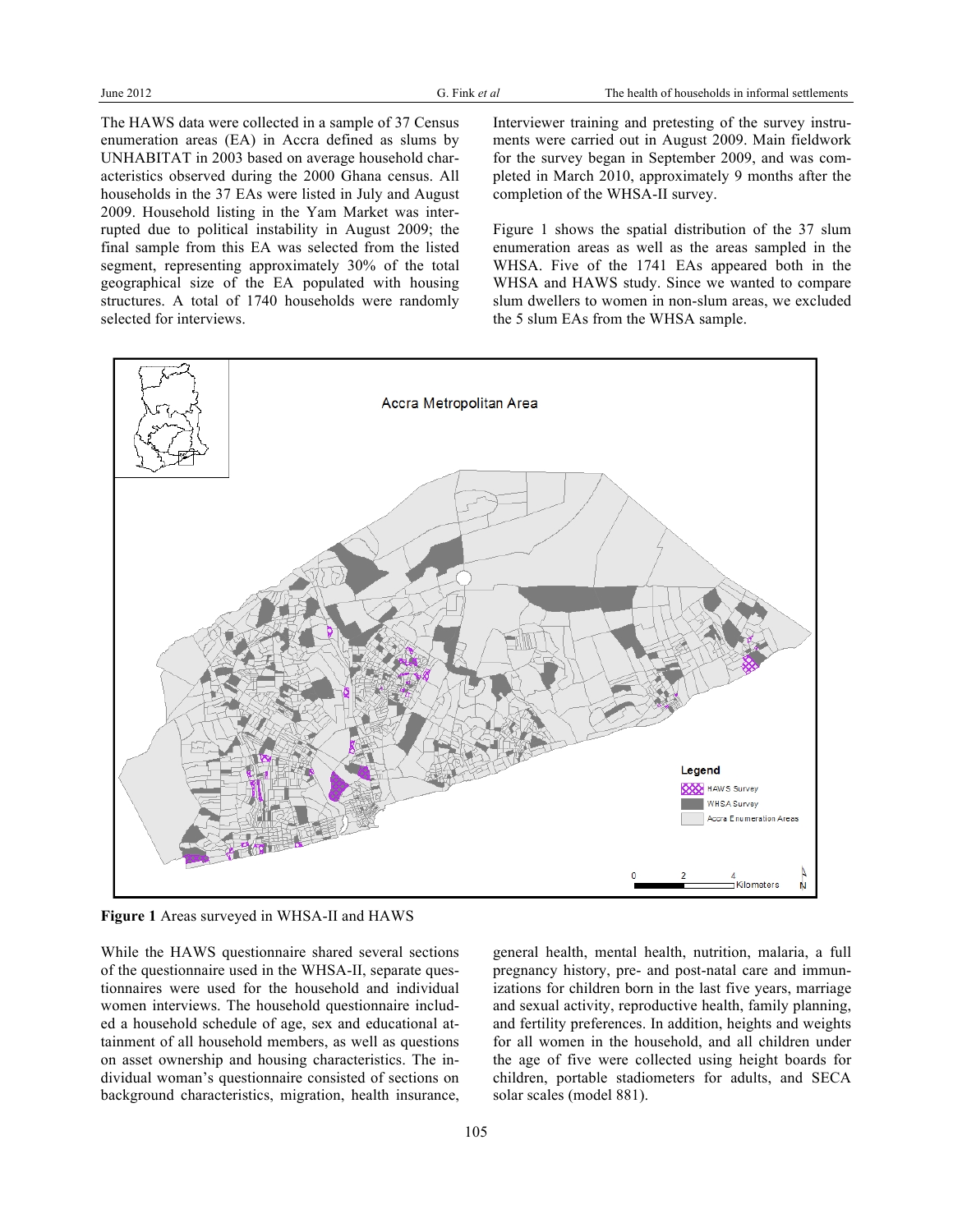The HAWS data were collected in a sample of 37 Census enumeration areas (EA) in Accra defined as slums by UNHABITAT in 2003 based on average household characteristics observed during the 2000 Ghana census. All households in the 37 EAs were listed in July and August 2009. Household listing in the Yam Market was interrupted due to political instability in August 2009; the final sample from this EA was selected from the listed segment, representing approximately 30% of the total geographical size of the EA populated with housing structures. A total of 1740 households were randomly selected for interviews.

Interviewer training and pretesting of the survey instruments were carried out in August 2009. Main fieldwork for the survey began in September 2009, and was completed in March 2010, approximately 9 months after the completion of the WHSA-II survey.

Figure 1 shows the spatial distribution of the 37 slum enumeration areas as well as the areas sampled in the WHSA. Five of the 1741 EAs appeared both in the WHSA and HAWS study. Since we wanted to compare slum dwellers to women in non-slum areas, we excluded the 5 slum EAs from the WHSA sample.

**Figure 1** Areas surveyed in WHSA-II and HAWS

While the HAWS questionnaire shared several sections of the questionnaire used in the WHSA-II, separate questionnaires were used for the household and individual women interviews. The household questionnaire included a household schedule of age, sex and educational attainment of all household members, as well as questions on asset ownership and housing characteristics. The individual woman's questionnaire consisted of sections on background characteristics, migration, health insurance, general health, mental health, nutrition, malaria, a full pregnancy history, pre- and post-natal care and immunizations for children born in the last five years, marriage and sexual activity, reproductive health, family planning, and fertility preferences. In addition, heights and weights for all women in the household, and all children under the age of five were collected using height boards for children, portable stadiometers for adults, and SECA solar scales (model 881).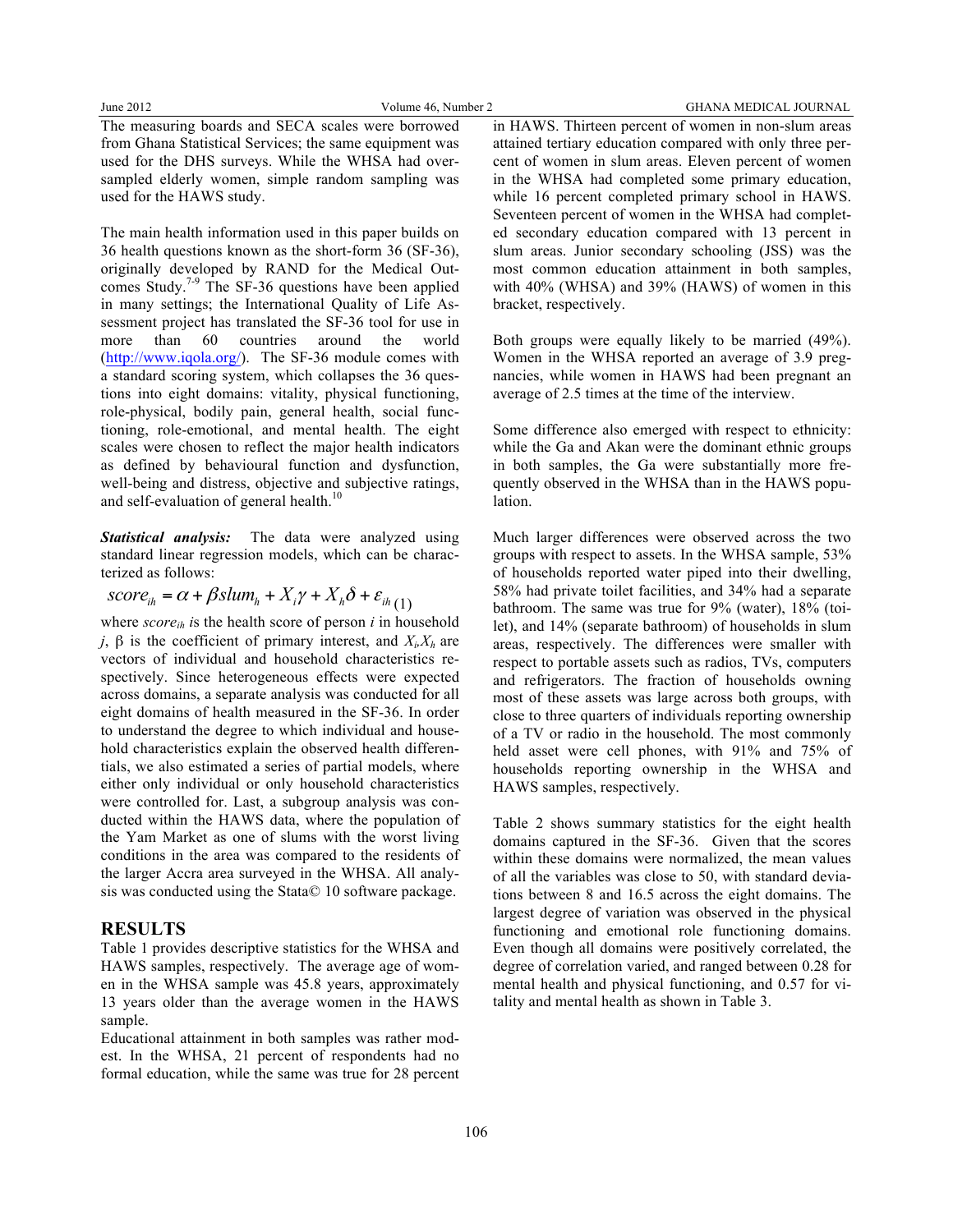The measuring boards and SECA scales were borrowed from Ghana Statistical Services; the same equipment was used for the DHS surveys. While the WHSA had oversampled elderly women, simple random sampling was used for the HAWS study.

The main health information used in this paper builds on 36 health questions known as the short-form 36 (SF-36), originally developed by RAND for the Medical Outcomes Study.[7-9] The SF-36 questions have been applied in many settings; the International Quality of Life Assessment project has translated the SF-36 tool for use in more than 60 countries around the world (http://www.iqola.org/). The SF-36 module comes with a standard scoring system, which collapses the 36 questions into eight domains: vitality, physical functioning, role-physical, bodily pain, general health, social functioning, role-emotional, and mental health. The eight scales were chosen to reflect the major health indicators as defined by behavioural function and dysfunction, well-being and distress, objective and subjective ratings, and self-evaluation of general health.[10]

***Statistical analysis:*** The data were analyzed using standard linear regression models, which can be characterized as follows:

$$score_{ih} = \alpha + \beta slum_h + X_i\gamma + X_h\delta + \varepsilon_{ih} \quad (1)$$

where $score_{ih}$ is the health score of person $i$ in household $j$, β is the coefficient of primary interest, and $X_i$,$X_h$ are vectors of individual and household characteristics respectively. Since heterogeneous effects were expected across domains, a separate analysis was conducted for all eight domains of health measured in the SF-36. In order to understand the degree to which individual and household characteristics explain the observed health differentials, we also estimated a series of partial models, where either only individual or only household characteristics were controlled for. Last, a subgroup analysis was conducted within the HAWS data, where the population of the Yam Market as one of slums with the worst living conditions in the area was compared to the residents of the larger Accra area surveyed in the WHSA. All analysis was conducted using the Stata© 10 software package.

## RESULTS

Table 1 provides descriptive statistics for the WHSA and HAWS samples, respectively. The average age of women in the WHSA sample was 45.8 years, approximately 13 years older than the average women in the HAWS sample.

Educational attainment in both samples was rather modest. In the WHSA, 21 percent of respondents had no formal education, while the same was true for 28 percent in HAWS. Thirteen percent of women in non-slum areas attained tertiary education compared with only three percent of women in slum areas. Eleven percent of women in the WHSA had completed some primary education, while 16 percent completed primary school in HAWS. Seventeen percent of women in the WHSA had completed secondary education compared with 13 percent in slum areas. Junior secondary schooling (JSS) was the most common education attainment in both samples, with 40% (WHSA) and 39% (HAWS) of women in this bracket, respectively.

Both groups were equally likely to be married (49%). Women in the WHSA reported an average of 3.9 pregnancies, while women in HAWS had been pregnant an average of 2.5 times at the time of the interview.

Some difference also emerged with respect to ethnicity: while the Ga and Akan were the dominant ethnic groups in both samples, the Ga were substantially more frequently observed in the WHSA than in the HAWS population.

Much larger differences were observed across the two groups with respect to assets. In the WHSA sample, 53% of households reported water piped into their dwelling, 58% had private toilet facilities, and 34% had a separate bathroom. The same was true for 9% (water), 18% (toilet), and 14% (separate bathroom) of households in slum areas, respectively. The differences were smaller with respect to portable assets such as radios, TVs, computers and refrigerators. The fraction of households owning most of these assets was large across both groups, with close to three quarters of individuals reporting ownership of a TV or radio in the household. The most commonly held asset were cell phones, with 91% and 75% of households reporting ownership in the WHSA and HAWS samples, respectively.

Table 2 shows summary statistics for the eight health domains captured in the SF-36. Given that the scores within these domains were normalized, the mean values of all the variables was close to 50, with standard deviations between 8 and 16.5 across the eight domains. The largest degree of variation was observed in the physical functioning and emotional role functioning domains. Even though all domains were positively correlated, the degree of correlation varied, and ranged between 0.28 for mental health and physical functioning, and 0.57 for vitality and mental health as shown in Table 3.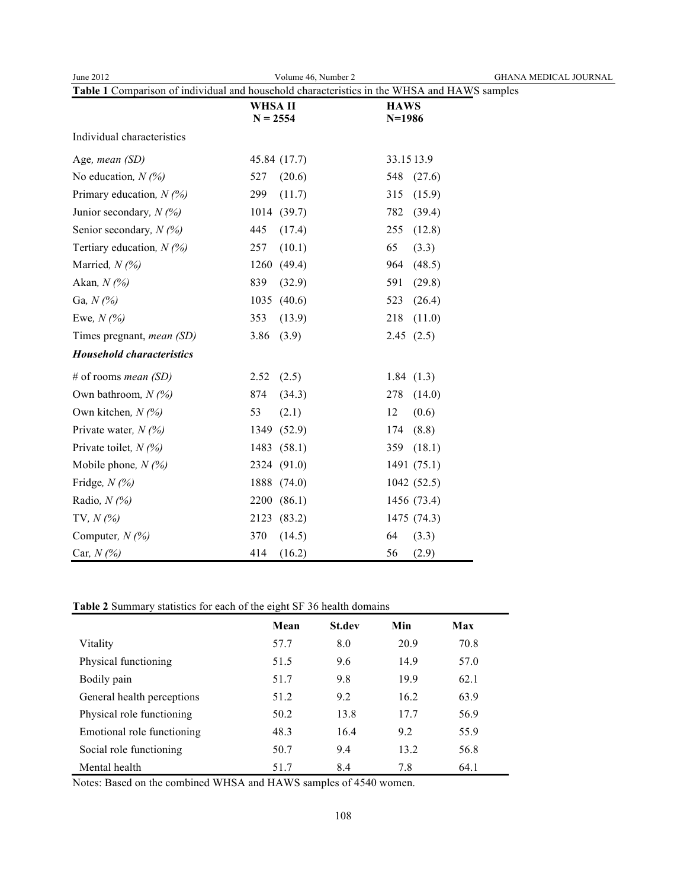**Table 1** Comparison of individual and household characteristics in the WHSA and HAWS samples

| | WHSA II N = 2554 | HAWS N=1986 |
|---|---|---|
| Individual characteristics | | |
| Age, *mean (SD)* | 45.84 (17.7) | 33.15 13.9 |
| No education, *N (%)* | 527 (20.6) | 548 (27.6) |
| Primary education, *N (%)* | 299 (11.7) | 315 (15.9) |
| Junior secondary, *N (%)* | 1014 (39.7) | 782 (39.4) |
| Senior secondary, *N (%)* | 445 (17.4) | 255 (12.8) |
| Tertiary education, *N (%)* | 257 (10.1) | 65 (3.3) |
| Married, *N (%)* | 1260 (49.4) | 964 (48.5) |
| Akan, *N (%)* | 839 (32.9) | 591 (29.8) |
| Ga, *N (%)* | 1035 (40.6) | 523 (26.4) |
| Ewe, *N (%)* | 353 (13.9) | 218 (11.0) |
| Times pregnant, *mean (SD)* | 3.86 (3.9) | 2.45 (2.5) |
| ***Household characteristics*** | | |
| # of rooms *mean (SD)* | 2.52 (2.5) | 1.84 (1.3) |
| Own bathroom, *N (%)* | 874 (34.3) | 278 (14.0) |
| Own kitchen, *N (%)* | 53 (2.1) | 12 (0.6) |
| Private water, *N (%)* | 1349 (52.9) | 174 (8.8) |
| Private toilet, *N (%)* | 1483 (58.1) | 359 (18.1) |
| Mobile phone, *N (%)* | 2324 (91.0) | 1491 (75.1) |
| Fridge, *N (%)* | 1888 (74.0) | 1042 (52.5) |
| Radio, *N (%)* | 2200 (86.1) | 1456 (73.4) |
| TV, *N (%)* | 2123 (83.2) | 1475 (74.3) |
| Computer, *N (%)* | 370 (14.5) | 64 (3.3) |
| Car, *N (%)* | 414 (16.2) | 56 (2.9) |

**Table 2** Summary statistics for each of the eight SF 36 health domains

| | Mean | St.dev | Min | Max |
|---|---|---|---|---|
| Vitality | 57.7 | 8.0 | 20.9 | 70.8 |
| Physical functioning | 51.5 | 9.6 | 14.9 | 57.0 |
| Bodily pain | 51.7 | 9.8 | 19.9 | 62.1 |
| General health perceptions | 51.2 | 9.2 | 16.2 | 63.9 |
| Physical role functioning | 50.2 | 13.8 | 17.7 | 56.9 |
| Emotional role functioning | 48.3 | 16.4 | 9.2 | 55.9 |
| Social role functioning | 50.7 | 9.4 | 13.2 | 56.8 |
| Mental health | 51.7 | 8.4 | 7.8 | 64.1 |

Notes: Based on the combined WHSA and HAWS samples of 4540 women.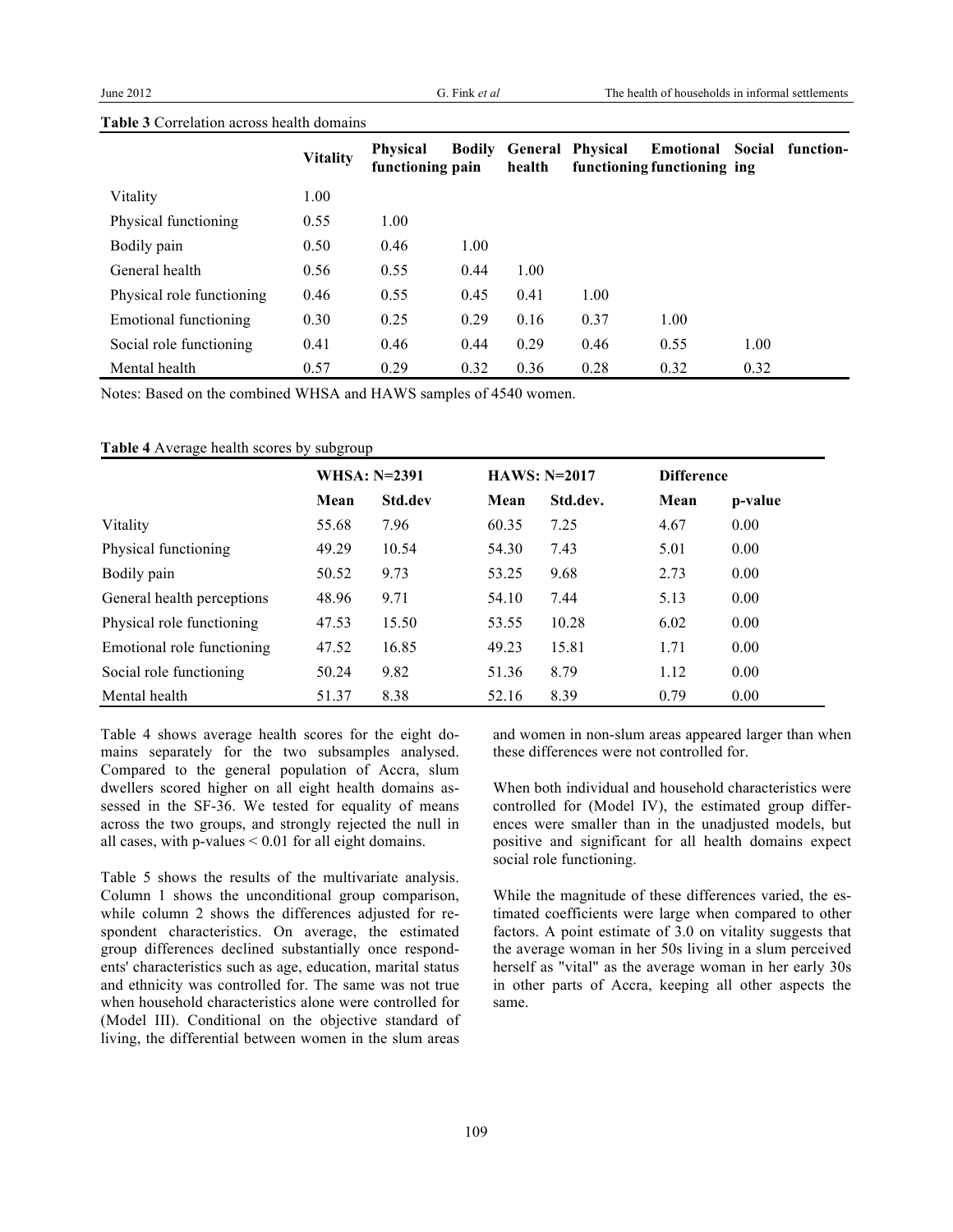**Table 3** Correlation across health domains

| | Vitality | Physical functioning | Bodily pain | General health | Physical functioning | Emotional functioning | Social function-ing |
|---|---|---|---|---|---|---|---|
| Vitality | 1.00 | | | | | | |
| Physical functioning | 0.55 | 1.00 | | | | | |
| Bodily pain | 0.50 | 0.46 | 1.00 | | | | |
| General health | 0.56 | 0.55 | 0.44 | 1.00 | | | |
| Physical role functioning | 0.46 | 0.55 | 0.45 | 0.41 | 1.00 | | |
| Emotional functioning | 0.30 | 0.25 | 0.29 | 0.16 | 0.37 | 1.00 | |
| Social role functioning | 0.41 | 0.46 | 0.44 | 0.29 | 0.46 | 0.55 | 1.00 |
| Mental health | 0.57 | 0.29 | 0.32 | 0.36 | 0.28 | 0.32 | 0.32 |

Notes: Based on the combined WHSA and HAWS samples of 4540 women.

**Table 4** Average health scores by subgroup

| | WHSA: N=2391 | | HAWS: N=2017 | | Difference | |
|---|---|---|---|---|---|---|
| | Mean | Std.dev | Mean | Std.dev. | Mean | p-value |
| Vitality | 55.68 | 7.96 | 60.35 | 7.25 | 4.67 | 0.00 |
| Physical functioning | 49.29 | 10.54 | 54.30 | 7.43 | 5.01 | 0.00 |
| Bodily pain | 50.52 | 9.73 | 53.25 | 9.68 | 2.73 | 0.00 |
| General health perceptions | 48.96 | 9.71 | 54.10 | 7.44 | 5.13 | 0.00 |
| Physical role functioning | 47.53 | 15.50 | 53.55 | 10.28 | 6.02 | 0.00 |
| Emotional role functioning | 47.52 | 16.85 | 49.23 | 15.81 | 1.71 | 0.00 |
| Social role functioning | 50.24 | 9.82 | 51.36 | 8.79 | 1.12 | 0.00 |
| Mental health | 51.37 | 8.38 | 52.16 | 8.39 | 0.79 | 0.00 |

Table 4 shows average health scores for the eight domains separately for the two subsamples analysed. Compared to the general population of Accra, slum dwellers scored higher on all eight health domains assessed in the SF-36. We tested for equality of means across the two groups, and strongly rejected the null in all cases, with p-values < 0.01 for all eight domains.

Table 5 shows the results of the multivariate analysis. Column 1 shows the unconditional group comparison, while column 2 shows the differences adjusted for respondent characteristics. On average, the estimated group differences declined substantially once respondents' characteristics such as age, education, marital status and ethnicity was controlled for. The same was not true when household characteristics alone were controlled for (Model III). Conditional on the objective standard of living, the differential between women in the slum areas and women in non-slum areas appeared larger than when these differences were not controlled for.

When both individual and household characteristics were controlled for (Model IV), the estimated group differences were smaller than in the unadjusted models, but positive and significant for all health domains expect social role functioning.

While the magnitude of these differences varied, the estimated coefficients were large when compared to other factors. A point estimate of 3.0 on vitality suggests that the average woman in her 50s living in a slum perceived herself as "vital" as the average woman in her early 30s in other parts of Accra, keeping all other aspects the same.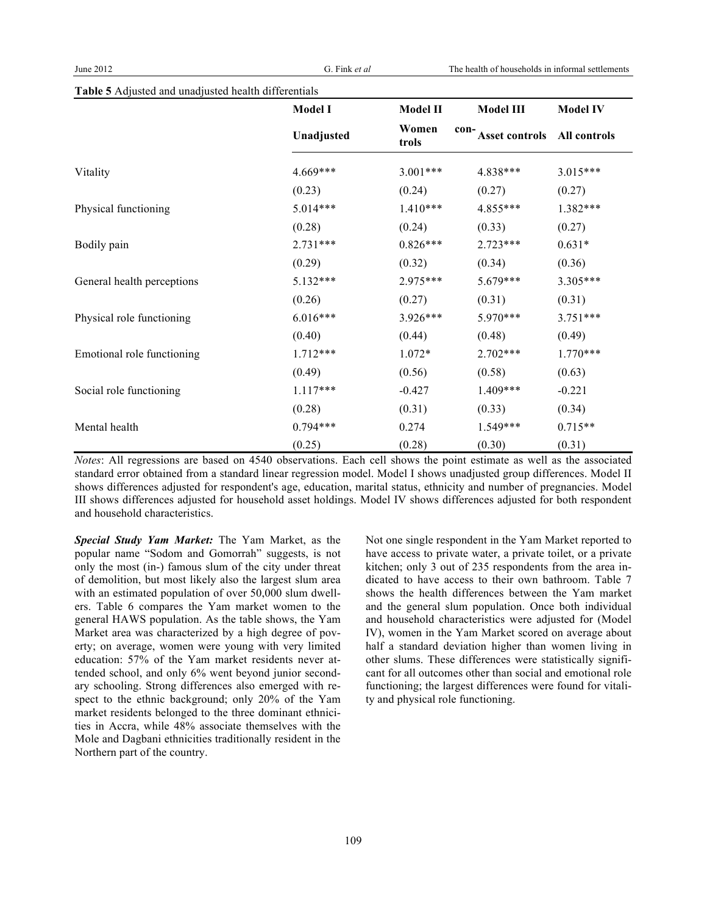**Table 5** Adjusted and unadjusted health differentials

| | Model I | Model II | Model III | Model IV |
|---|---|---|---|---|
| | Unadjusted | Women controls | Asset controls | All controls |
| Vitality | 4.669*** | 3.001*** | 4.838*** | 3.015*** |
| | (0.23) | (0.24) | (0.27) | (0.27) |
| Physical functioning | 5.014*** | 1.410*** | 4.855*** | 1.382*** |
| | (0.28) | (0.24) | (0.33) | (0.27) |
| Bodily pain | 2.731*** | 0.826*** | 2.723*** | 0.631* |
| | (0.29) | (0.32) | (0.34) | (0.36) |
| General health perceptions | 5.132*** | 2.975*** | 5.679*** | 3.305*** |
| | (0.26) | (0.27) | (0.31) | (0.31) |
| Physical role functioning | 6.016*** | 3.926*** | 5.970*** | 3.751*** |
| | (0.40) | (0.44) | (0.48) | (0.49) |
| Emotional role functioning | 1.712*** | 1.072* | 2.702*** | 1.770*** |
| | (0.49) | (0.56) | (0.58) | (0.63) |
| Social role functioning | 1.117*** | -0.427 | 1.409*** | -0.221 |
| | (0.28) | (0.31) | (0.33) | (0.34) |
| Mental health | 0.794*** | 0.274 | 1.549*** | 0.715** |
| | (0.25) | (0.28) | (0.30) | (0.31) |

*Notes*: All regressions are based on 4540 observations. Each cell shows the point estimate as well as the associated standard error obtained from a standard linear regression model. Model I shows unadjusted group differences. Model II shows differences adjusted for respondent's age, education, marital status, ethnicity and number of pregnancies. Model III shows differences adjusted for household asset holdings. Model IV shows differences adjusted for both respondent and household characteristics.

***Special Study Yam Market:*** The Yam Market, as the popular name "Sodom and Gomorrah" suggests, is not only the most (in-) famous slum of the city under threat of demolition, but most likely also the largest slum area with an estimated population of over 50,000 slum dwellers. Table 6 compares the Yam market women to the general HAWS population. As the table shows, the Yam Market area was characterized by a high degree of poverty; on average, women were young with very limited education: 57% of the Yam market residents never attended school, and only 6% went beyond junior secondary schooling. Strong differences also emerged with respect to the ethnic background; only 20% of the Yam market residents belonged to the three dominant ethnicities in Accra, while 48% associate themselves with the Mole and Dagbani ethnicities traditionally resident in the Northern part of the country.

Not one single respondent in the Yam Market reported to have access to private water, a private toilet, or a private kitchen; only 3 out of 235 respondents from the area indicated to have access to their own bathroom. Table 7 shows the health differences between the Yam market and the general slum population. Once both individual and household characteristics were adjusted for (Model IV), women in the Yam Market scored on average about half a standard deviation higher than women living in other slums. These differences were statistically significant for all outcomes other than social and emotional role functioning; the largest differences were found for vitality and physical role functioning.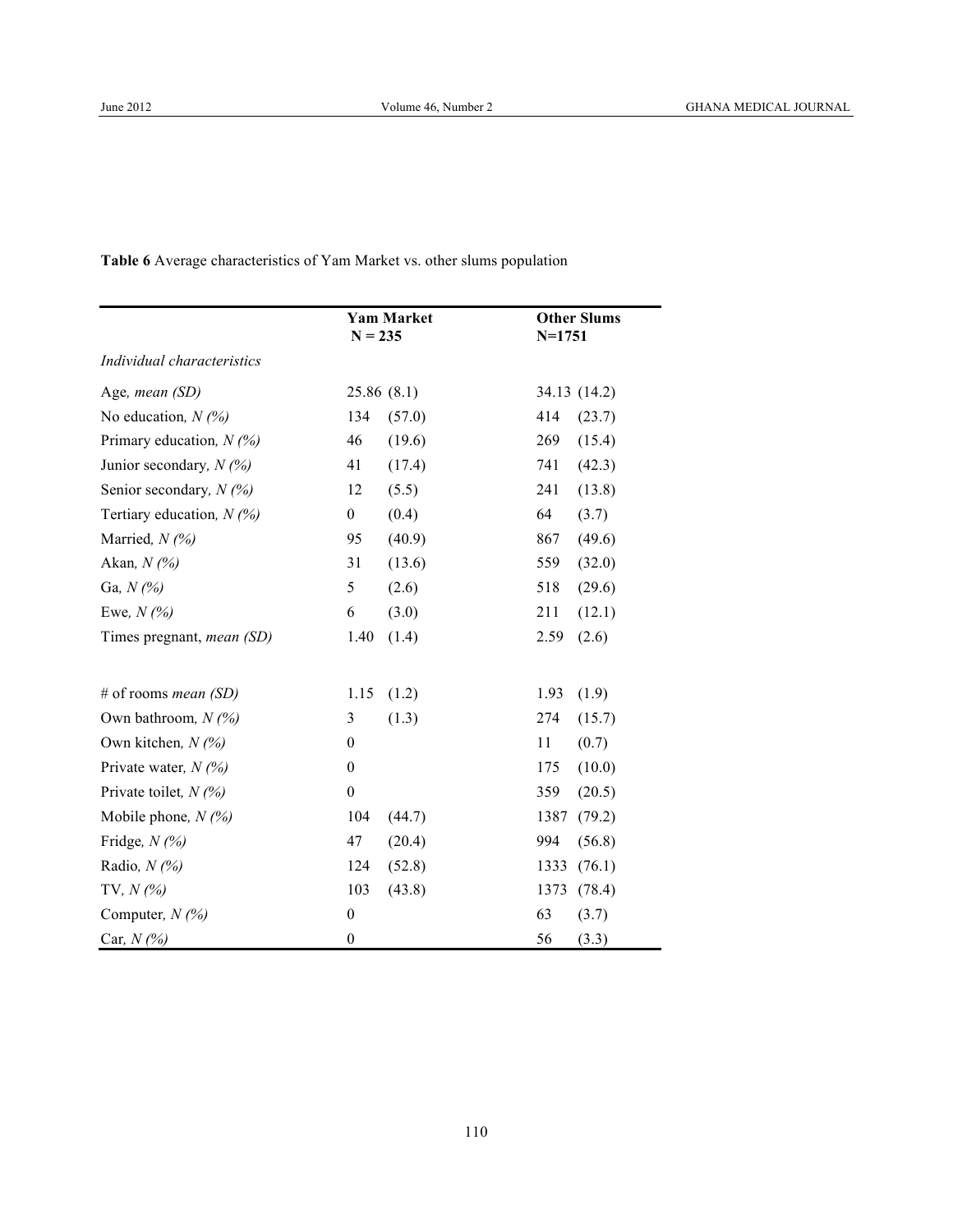**Table 6** Average characteristics of Yam Market vs. other slums population

| | Yam Market N = 235 | | Other Slums N=1751 | |
|---|---|---|---|---|
| *Individual characteristics* | | | | |
| Age, *mean (SD)* | 25.86 | (8.1) | 34.13 | (14.2) |
| No education, *N (%)* | 134 | (57.0) | 414 | (23.7) |
| Primary education, *N (%)* | 46 | (19.6) | 269 | (15.4) |
| Junior secondary, *N (%)* | 41 | (17.4) | 741 | (42.3) |
| Senior secondary, *N (%)* | 12 | (5.5) | 241 | (13.8) |
| Tertiary education, *N (%)* | 0 | (0.4) | 64 | (3.7) |
| Married, *N (%)* | 95 | (40.9) | 867 | (49.6) |
| Akan, *N (%)* | 31 | (13.6) | 559 | (32.0) |
| Ga, *N (%)* | 5 | (2.6) | 518 | (29.6) |
| Ewe, *N (%)* | 6 | (3.0) | 211 | (12.1) |
| Times pregnant, *mean (SD)* | 1.40 | (1.4) | 2.59 | (2.6) |
| | | | | |
| # of rooms *mean (SD)* | 1.15 | (1.2) | 1.93 | (1.9) |
| Own bathroom, *N (%)* | 3 | (1.3) | 274 | (15.7) |
| Own kitchen, *N (%)* | 0 | | 11 | (0.7) |
| Private water, *N (%)* | 0 | | 175 | (10.0) |
| Private toilet, *N (%)* | 0 | | 359 | (20.5) |
| Mobile phone, *N (%)* | 104 | (44.7) | 1387 | (79.2) |
| Fridge, *N (%)* | 47 | (20.4) | 994 | (56.8) |
| Radio, *N (%)* | 124 | (52.8) | 1333 | (76.1) |
| TV, *N (%)* | 103 | (43.8) | 1373 | (78.4) |
| Computer, *N (%)* | 0 | | 63 | (3.7) |
| Car, *N (%)* | 0 | | 56 | (3.3) |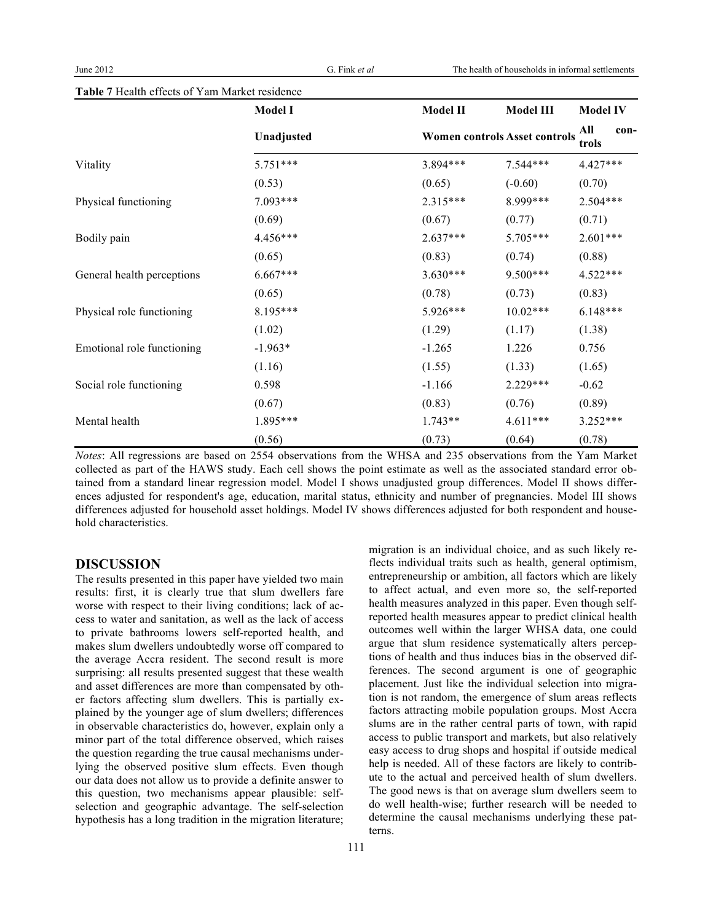**Table 7** Health effects of Yam Market residence

| | Model I | Model II | Model III | Model IV |
|---|---|---|---|---|
| | **Unadjusted** | **Women controls** | **Asset controls** | **All controls** |
| Vitality | 5.751*** | 3.894*** | 7.544*** | 4.427*** |
| | (0.53) | (0.65) | (-0.60) | (0.70) |
| Physical functioning | 7.093*** | 2.315*** | 8.999*** | 2.504*** |
| | (0.69) | (0.67) | (0.77) | (0.71) |
| Bodily pain | 4.456*** | 2.637*** | 5.705*** | 2.601*** |
| | (0.65) | (0.83) | (0.74) | (0.88) |
| General health perceptions | 6.667*** | 3.630*** | 9.500*** | 4.522*** |
| | (0.65) | (0.78) | (0.73) | (0.83) |
| Physical role functioning | 8.195*** | 5.926*** | 10.02*** | 6.148*** |
| | (1.02) | (1.29) | (1.17) | (1.38) |
| Emotional role functioning | -1.963* | -1.265 | 1.226 | 0.756 |
| | (1.16) | (1.55) | (1.33) | (1.65) |
| Social role functioning | 0.598 | -1.166 | 2.229*** | -0.62 |
| | (0.67) | (0.83) | (0.76) | (0.89) |
| Mental health | 1.895*** | 1.743** | 4.611*** | 3.252*** |
| | (0.56) | (0.73) | (0.64) | (0.78) |

*Notes*: All regressions are based on 2554 observations from the WHSA and 235 observations from the Yam Market collected as part of the HAWS study. Each cell shows the point estimate as well as the associated standard error obtained from a standard linear regression model. Model I shows unadjusted group differences. Model II shows differences adjusted for respondent's age, education, marital status, ethnicity and number of pregnancies. Model III shows differences adjusted for household asset holdings. Model IV shows differences adjusted for both respondent and household characteristics.

## DISCUSSION

The results presented in this paper have yielded two main results: first, it is clearly true that slum dwellers fare worse with respect to their living conditions; lack of access to water and sanitation, as well as the lack of access to private bathrooms lowers self-reported health, and makes slum dwellers undoubtedly worse off compared to the average Accra resident. The second result is more surprising: all results presented suggest that these wealth and asset differences are more than compensated by other factors affecting slum dwellers. This is partially explained by the younger age of slum dwellers; differences in observable characteristics do, however, explain only a minor part of the total difference observed, which raises the question regarding the true causal mechanisms underlying the observed positive slum effects. Even though our data does not allow us to provide a definite answer to this question, two mechanisms appear plausible: self-selection and geographic advantage. The self-selection hypothesis has a long tradition in the migration literature; migration is an individual choice, and as such likely reflects individual traits such as health, general optimism, entrepreneurship or ambition, all factors which are likely to affect actual, and even more so, the self-reported health measures analyzed in this paper. Even though self-reported health measures appear to predict clinical health outcomes well within the larger WHSA data, one could argue that slum residence systematically alters perceptions of health and thus induces bias in the observed differences. The second argument is one of geographic placement. Just like the individual selection into migration is not random, the emergence of slum areas reflects factors attracting mobile population groups. Most Accra slums are in the rather central parts of town, with rapid access to public transport and markets, but also relatively easy access to drug shops and hospital if outside medical help is needed. All of these factors are likely to contribute to the actual and perceived health of slum dwellers. The good news is that on average slum dwellers seem to do well health-wise; further research will be needed to determine the causal mechanisms underlying these patterns.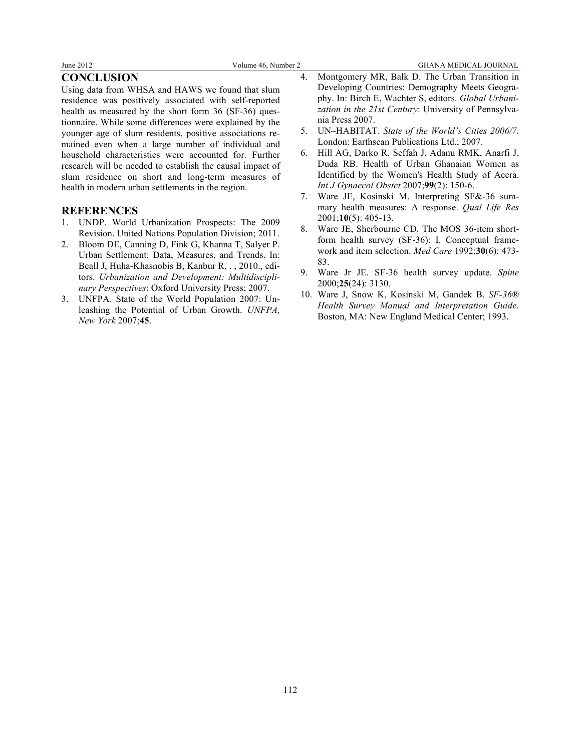## CONCLUSION

Using data from WHSA and HAWS we found that slum residence was positively associated with self-reported health as measured by the short form 36 (SF-36) questionnaire. While some differences were explained by the younger age of slum residents, positive associations remained even when a large number of individual and household characteristics were accounted for. Further research will be needed to establish the causal impact of slum residence on short and long-term measures of health in modern urban settlements in the region.

## REFERENCES

1. UNDP. World Urbanization Prospects: The 2009 Revision. United Nations Population Division; 2011.
2. Bloom DE, Canning D, Fink G, Khanna T, Salyer P. Urban Settlement: Data, Measures, and Trends. In: Beall J, Huha-Khasnobis B, Kanbur R, . , 2010., editors. *Urbanization and Development: Multidisciplinary Perspectives*: Oxford University Press; 2007.
3. UNFPA. State of the World Population 2007: Unleashing the Potential of Urban Growth. *UNFPA, New York* 2007;**45**.
4. Montgomery MR, Balk D. The Urban Transition in Developing Countries: Demography Meets Geography. In: Birch E, Wachter S, editors. *Global Urbanization in the 21st Century*: University of Pennsylvania Press 2007.
5. UN–HABITAT. *State of the World's Cities 2006/7*. London: Earthscan Publications Ltd.; 2007.
6. Hill AG, Darko R, Seffah J, Adanu RMK, Anarfi J, Duda RB. Health of Urban Ghanaian Women as Identified by the Women's Health Study of Accra. *Int J Gynaecol Obstet* 2007;**99**(2): 150-6.
7. Ware JE, Kosinski M. Interpreting SF&-36 summary health measures: A response. *Qual Life Res* 2001;**10**(5): 405-13.
8. Ware JE, Sherbourne CD. The MOS 36-item short-form health survey (SF-36): I. Conceptual framework and item selection. *Med Care* 1992;**30**(6): 473-83.
9. Ware Jr JE. SF-36 health survey update. *Spine* 2000;**25**(24): 3130.
10. Ware J, Snow K, Kosinski M, Gandek B. *SF-36® Health Survey Manual and Interpretation Guide*. Boston, MA: New England Medical Center; 1993.